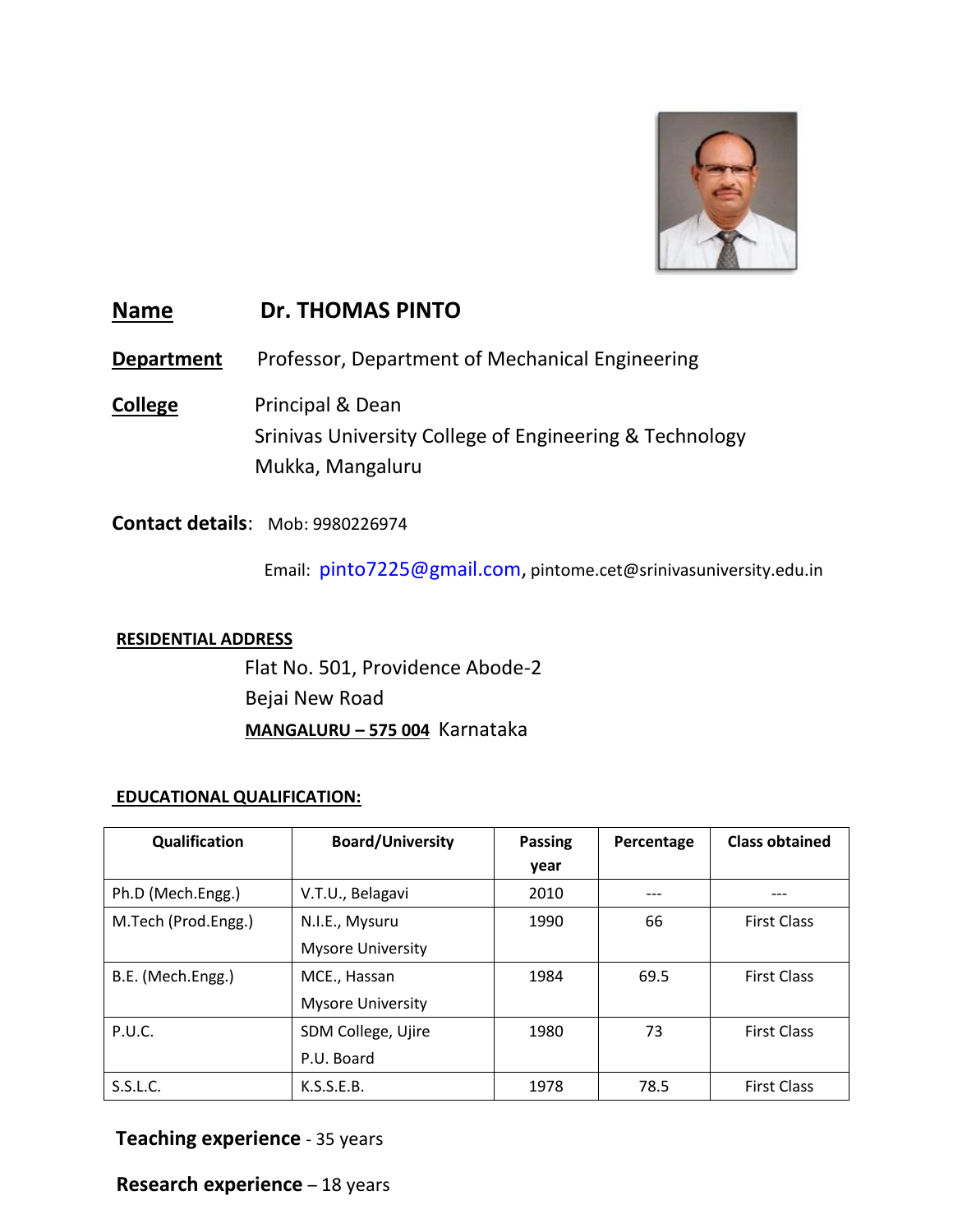**Name** **Dr. THOMAS PINTO**

**Department** Professor, Department of Mechanical Engineering

**College** Principal & Dean
Srinivas University College of Engineering & Technology
Mukka, Mangaluru

**Contact details**: Mob: 9980226974

Email: pinto7225@gmail.com, pintome.cet@srinivasuniversity.edu.in

**RESIDENTIAL ADDRESS**

Flat No. 501, Providence Abode-2
Bejai New Road
**MANGALURU – 575 004** Karnataka

**EDUCATIONAL QUALIFICATION:**

| Qualification | Board/University | Passing year | Percentage | Class obtained |
|---|---|---|---|---|
| Ph.D (Mech.Engg.) | V.T.U., Belagavi | 2010 | --- | --- |
| M.Tech (Prod.Engg.) | N.I.E., Mysuru<br>Mysore University | 1990 | 66 | First Class |
| B.E. (Mech.Engg.) | MCE., Hassan<br>Mysore University | 1984 | 69.5 | First Class |
| P.U.C. | SDM College, Ujire<br>P.U. Board | 1980 | 73 | First Class |
| S.S.L.C. | K.S.S.E.B. | 1978 | 78.5 | First Class |

**Teaching experience** - 35 years

**Research experience** – 18 years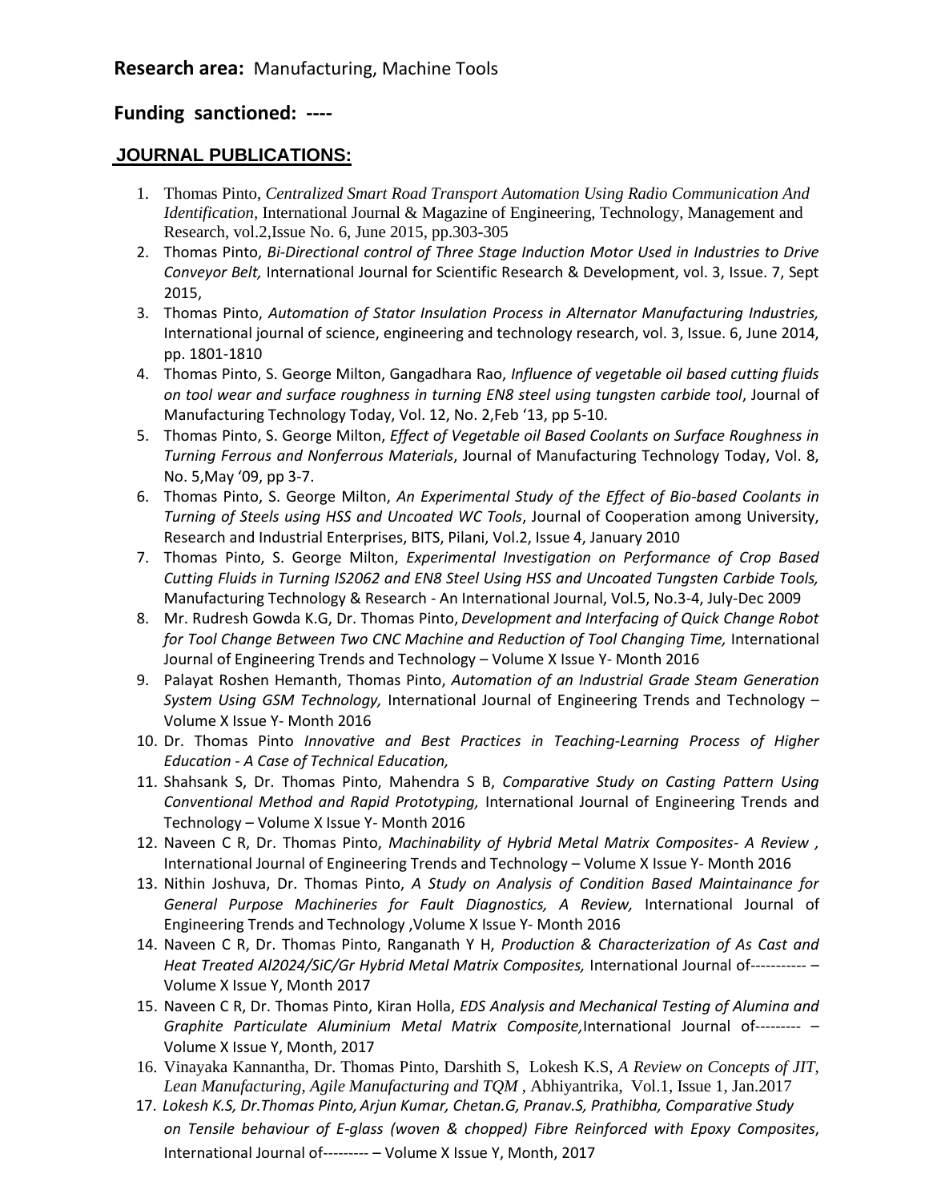**Research area:** Manufacturing, Machine Tools

**Funding sanctioned: ----**

## JOURNAL PUBLICATIONS:

1. Thomas Pinto, *Centralized Smart Road Transport Automation Using Radio Communication And Identification*, International Journal & Magazine of Engineering, Technology, Management and Research, vol.2,Issue No. 6, June 2015, pp.303-305
2. Thomas Pinto, *Bi-Directional control of Three Stage Induction Motor Used in Industries to Drive Conveyor Belt,* International Journal for Scientific Research & Development, vol. 3, Issue. 7, Sept 2015,
3. Thomas Pinto, *Automation of Stator Insulation Process in Alternator Manufacturing Industries,* International journal of science, engineering and technology research, vol. 3, Issue. 6, June 2014, pp. 1801-1810
4. Thomas Pinto, S. George Milton, Gangadhara Rao, *Influence of vegetable oil based cutting fluids on tool wear and surface roughness in turning EN8 steel using tungsten carbide tool*, Journal of Manufacturing Technology Today, Vol. 12, No. 2,Feb '13, pp 5-10.
5. Thomas Pinto, S. George Milton, *Effect of Vegetable oil Based Coolants on Surface Roughness in Turning Ferrous and Nonferrous Materials*, Journal of Manufacturing Technology Today, Vol. 8, No. 5,May '09, pp 3-7.
6. Thomas Pinto, S. George Milton, *An Experimental Study of the Effect of Bio-based Coolants in Turning of Steels using HSS and Uncoated WC Tools*, Journal of Cooperation among University, Research and Industrial Enterprises, BITS, Pilani, Vol.2, Issue 4, January 2010
7. Thomas Pinto, S. George Milton, *Experimental Investigation on Performance of Crop Based Cutting Fluids in Turning IS2062 and EN8 Steel Using HSS and Uncoated Tungsten Carbide Tools,* Manufacturing Technology & Research - An International Journal, Vol.5, No.3-4, July-Dec 2009
8. Mr. Rudresh Gowda K.G, Dr. Thomas Pinto, *Development and Interfacing of Quick Change Robot for Tool Change Between Two CNC Machine and Reduction of Tool Changing Time,* International Journal of Engineering Trends and Technology – Volume X Issue Y- Month 2016
9. Palayat Roshen Hemanth, Thomas Pinto, *Automation of an Industrial Grade Steam Generation System Using GSM Technology,* International Journal of Engineering Trends and Technology – Volume X Issue Y- Month 2016
10. Dr. Thomas Pinto *Innovative and Best Practices in Teaching-Learning Process of Higher Education - A Case of Technical Education,*
11. Shahsank S, Dr. Thomas Pinto, Mahendra S B, *Comparative Study on Casting Pattern Using Conventional Method and Rapid Prototyping,* International Journal of Engineering Trends and Technology – Volume X Issue Y- Month 2016
12. Naveen C R, Dr. Thomas Pinto, *Machinability of Hybrid Metal Matrix Composites- A Review ,* International Journal of Engineering Trends and Technology – Volume X Issue Y- Month 2016
13. Nithin Joshuva, Dr. Thomas Pinto, *A Study on Analysis of Condition Based Maintainance for General Purpose Machineries for Fault Diagnostics, A Review,* International Journal of Engineering Trends and Technology ,Volume X Issue Y- Month 2016
14. Naveen C R, Dr. Thomas Pinto, Ranganath Y H, *Production & Characterization of As Cast and Heat Treated Al2024/SiC/Gr Hybrid Metal Matrix Composites,* International Journal of----------- – Volume X Issue Y, Month 2017
15. Naveen C R, Dr. Thomas Pinto, Kiran Holla, *EDS Analysis and Mechanical Testing of Alumina and Graphite Particulate Aluminium Metal Matrix Composite,*International Journal of--------- – Volume X Issue Y, Month, 2017
16. Vinayaka Kannantha, Dr. Thomas Pinto, Darshith S, Lokesh K.S, *A Review on Concepts of JIT, Lean Manufacturing, Agile Manufacturing and TQM* , Abhiyantrika, Vol.1, Issue 1, Jan.2017
17. *Lokesh K.S, Dr.Thomas Pinto, Arjun Kumar, Chetan.G, Pranav.S, Prathibha, Comparative Study on Tensile behaviour of E-glass (woven & chopped) Fibre Reinforced with Epoxy Composites*, International Journal of--------- – Volume X Issue Y, Month, 2017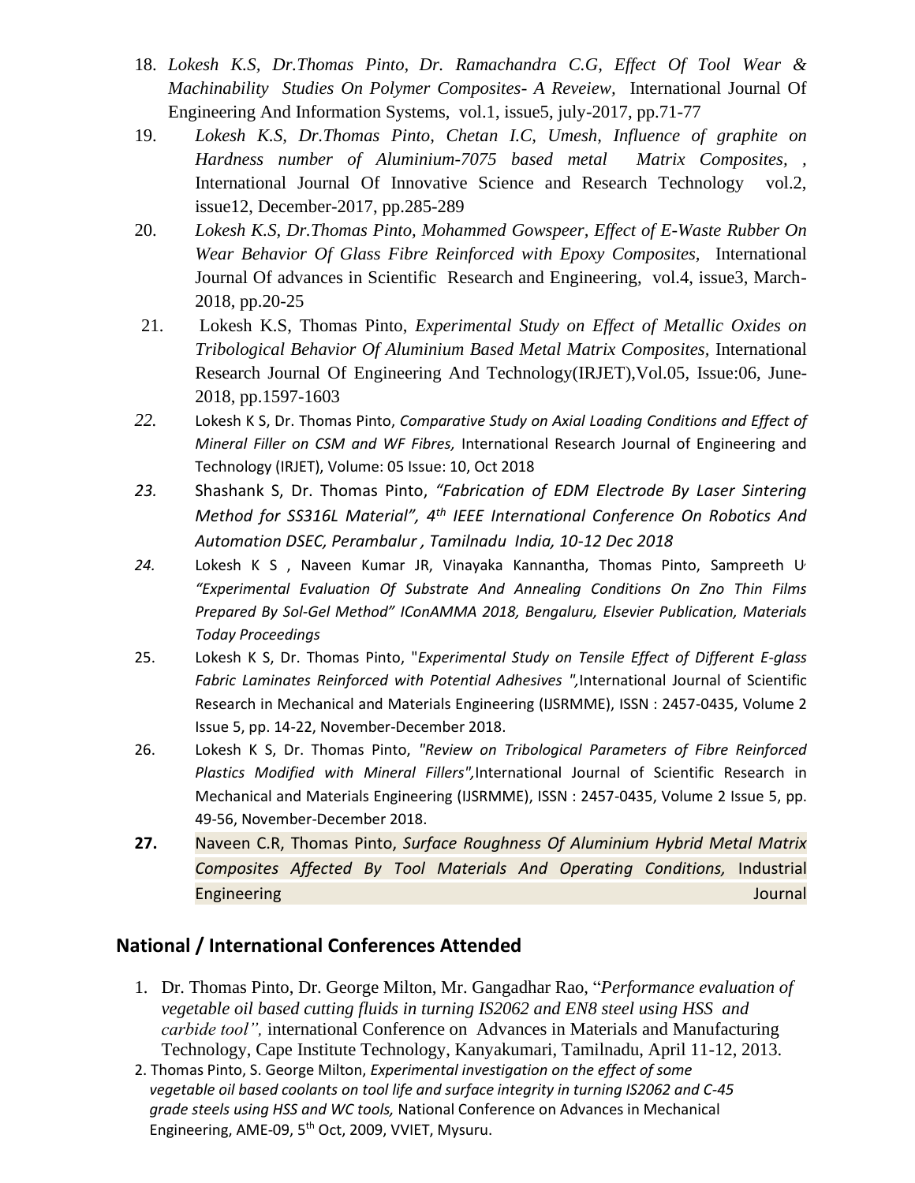18. *Lokesh K.S, Dr.Thomas Pinto, Dr. Ramachandra C.G, Effect Of Tool Wear & Machinability Studies On Polymer Composites- A Reveiew*, International Journal Of Engineering And Information Systems, vol.1, issue5, july-2017, pp.71-77
19. *Lokesh K.S, Dr.Thomas Pinto, Chetan I.C, Umesh, Influence of graphite on Hardness number of Aluminium-7075 based metal Matrix Composites*, , International Journal Of Innovative Science and Research Technology vol.2, issue12, December-2017, pp.285-289
20. *Lokesh K.S, Dr.Thomas Pinto, Mohammed Gowspeer, Effect of E-Waste Rubber On Wear Behavior Of Glass Fibre Reinforced with Epoxy Composites*, International Journal Of advances in Scientific Research and Engineering, vol.4, issue3, March-2018, pp.20-25
21. Lokesh K.S, Thomas Pinto, *Experimental Study on Effect of Metallic Oxides on Tribological Behavior Of Aluminium Based Metal Matrix Composites*, International Research Journal Of Engineering And Technology(IRJET),Vol.05, Issue:06, June-2018, pp.1597-1603
22. Lokesh K S, Dr. Thomas Pinto, *Comparative Study on Axial Loading Conditions and Effect of Mineral Filler on CSM and WF Fibres,* International Research Journal of Engineering and Technology (IRJET), Volume: 05 Issue: 10, Oct 2018
23. Shashank S, Dr. Thomas Pinto, *"Fabrication of EDM Electrode By Laser Sintering Method for SS316L Material", 4th IEEE International Conference On Robotics And Automation DSEC, Perambalur , Tamilnadu India, 10-12 Dec 2018*
24. Lokesh K S , Naveen Kumar JR, Vinayaka Kannantha, Thomas Pinto, Sampreeth U, *"Experimental Evaluation Of Substrate And Annealing Conditions On Zno Thin Films Prepared By Sol-Gel Method" IConAMMA 2018, Bengaluru, Elsevier Publication, Materials Today Proceedings*
25. Lokesh K S, Dr. Thomas Pinto, "*Experimental Study on Tensile Effect of Different E-glass Fabric Laminates Reinforced with Potential Adhesives ",*International Journal of Scientific Research in Mechanical and Materials Engineering (IJSRMME), ISSN : 2457-0435, Volume 2 Issue 5, pp. 14-22, November-December 2018.
26. Lokesh K S, Dr. Thomas Pinto, *"Review on Tribological Parameters of Fibre Reinforced Plastics Modified with Mineral Fillers",*International Journal of Scientific Research in Mechanical and Materials Engineering (IJSRMME), ISSN : 2457-0435, Volume 2 Issue 5, pp. 49-56, November-December 2018.
27. Naveen C.R, Thomas Pinto, *Surface Roughness Of Aluminium Hybrid Metal Matrix Composites Affected By Tool Materials And Operating Conditions,* Industrial Engineering Journal

## National / International Conferences Attended

1. Dr. Thomas Pinto, Dr. George Milton, Mr. Gangadhar Rao, "*Performance evaluation of vegetable oil based cutting fluids in turning IS2062 and EN8 steel using HSS and carbide tool",* international Conference on Advances in Materials and Manufacturing Technology, Cape Institute Technology, Kanyakumari, Tamilnadu, April 11-12, 2013.
2. Thomas Pinto, S. George Milton, *Experimental investigation on the effect of some vegetable oil based coolants on tool life and surface integrity in turning IS2062 and C-45 grade steels using HSS and WC tools,* National Conference on Advances in Mechanical Engineering, AME-09, 5th Oct, 2009, VVIET, Mysuru.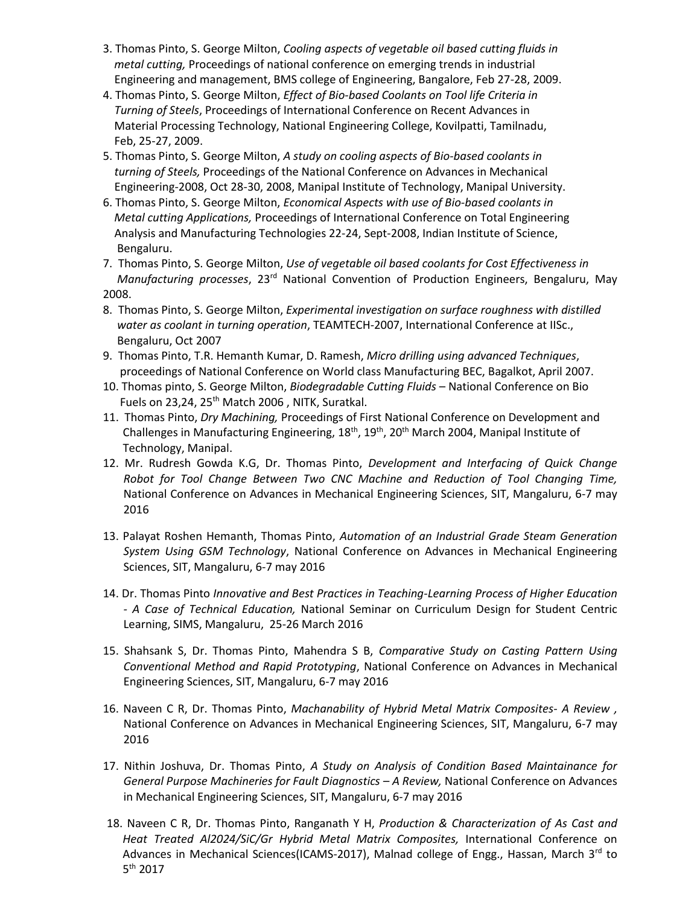3. Thomas Pinto, S. George Milton, *Cooling aspects of vegetable oil based cutting fluids in metal cutting,* Proceedings of national conference on emerging trends in industrial Engineering and management, BMS college of Engineering, Bangalore, Feb 27-28, 2009.
4. Thomas Pinto, S. George Milton, *Effect of Bio-based Coolants on Tool life Criteria in Turning of Steels*, Proceedings of International Conference on Recent Advances in Material Processing Technology, National Engineering College, Kovilpatti, Tamilnadu, Feb, 25-27, 2009.
5. Thomas Pinto, S. George Milton, *A study on cooling aspects of Bio-based coolants in turning of Steels,* Proceedings of the National Conference on Advances in Mechanical Engineering-2008, Oct 28-30, 2008, Manipal Institute of Technology, Manipal University.
6. Thomas Pinto, S. George Milton, *Economical Aspects with use of Bio-based coolants in Metal cutting Applications,* Proceedings of International Conference on Total Engineering Analysis and Manufacturing Technologies 22-24, Sept-2008, Indian Institute of Science, Bengaluru.
7. Thomas Pinto, S. George Milton, *Use of vegetable oil based coolants for Cost Effectiveness in Manufacturing processes*, 23rd National Convention of Production Engineers, Bengaluru, May 2008.
8. Thomas Pinto, S. George Milton, *Experimental investigation on surface roughness with distilled water as coolant in turning operation*, TEAMTECH-2007, International Conference at IISc., Bengaluru, Oct 2007
9. Thomas Pinto, T.R. Hemanth Kumar, D. Ramesh, *Micro drilling using advanced Techniques*, proceedings of National Conference on World class Manufacturing BEC, Bagalkot, April 2007.
10. Thomas pinto, S. George Milton, *Biodegradable Cutting Fluids* – National Conference on Bio Fuels on 23,24, 25th Match 2006 , NITK, Suratkal.
11. Thomas Pinto, *Dry Machining,* Proceedings of First National Conference on Development and Challenges in Manufacturing Engineering, 18th, 19th, 20th March 2004, Manipal Institute of Technology, Manipal.
12. Mr. Rudresh Gowda K.G, Dr. Thomas Pinto, *Development and Interfacing of Quick Change Robot for Tool Change Between Two CNC Machine and Reduction of Tool Changing Time,* National Conference on Advances in Mechanical Engineering Sciences, SIT, Mangaluru, 6-7 may 2016
13. Palayat Roshen Hemanth, Thomas Pinto, *Automation of an Industrial Grade Steam Generation System Using GSM Technology*, National Conference on Advances in Mechanical Engineering Sciences, SIT, Mangaluru, 6-7 may 2016
14. Dr. Thomas Pinto *Innovative and Best Practices in Teaching-Learning Process of Higher Education - A Case of Technical Education,* National Seminar on Curriculum Design for Student Centric Learning, SIMS, Mangaluru, 25-26 March 2016
15. Shahsank S, Dr. Thomas Pinto, Mahendra S B, *Comparative Study on Casting Pattern Using Conventional Method and Rapid Prototyping*, National Conference on Advances in Mechanical Engineering Sciences, SIT, Mangaluru, 6-7 may 2016
16. Naveen C R, Dr. Thomas Pinto, *Machanability of Hybrid Metal Matrix Composites- A Review ,* National Conference on Advances in Mechanical Engineering Sciences, SIT, Mangaluru, 6-7 may 2016
17. Nithin Joshuva, Dr. Thomas Pinto, *A Study on Analysis of Condition Based Maintainance for General Purpose Machineries for Fault Diagnostics – A Review,* National Conference on Advances in Mechanical Engineering Sciences, SIT, Mangaluru, 6-7 may 2016
18. Naveen C R, Dr. Thomas Pinto, Ranganath Y H, *Production & Characterization of As Cast and Heat Treated Al2024/SiC/Gr Hybrid Metal Matrix Composites,* International Conference on Advances in Mechanical Sciences(ICAMS-2017), Malnad college of Engg., Hassan, March 3rd to 5th 2017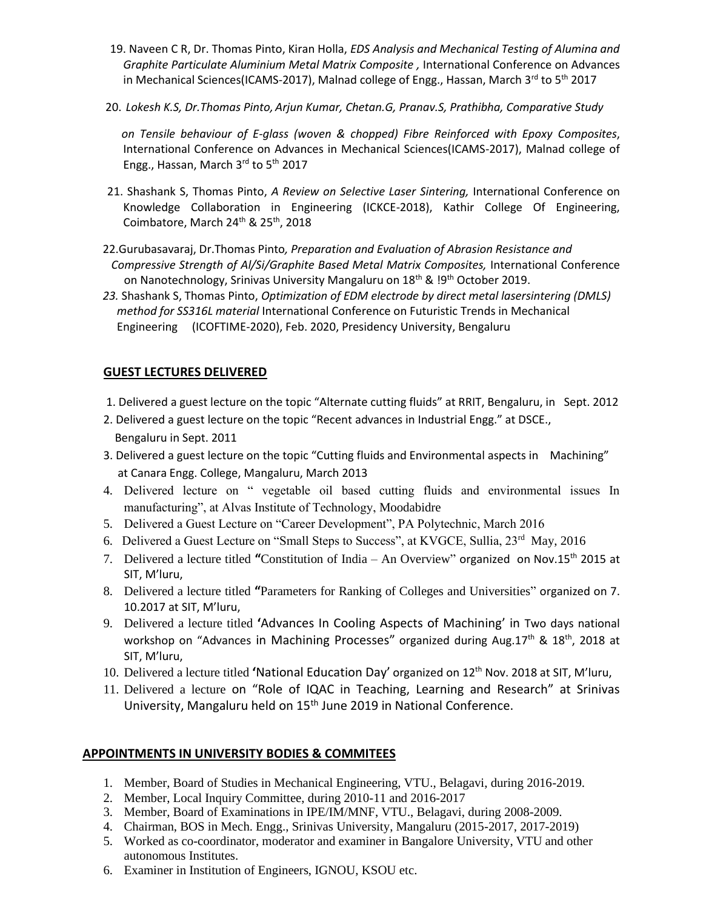19. Naveen C R, Dr. Thomas Pinto, Kiran Holla, *EDS Analysis and Mechanical Testing of Alumina and Graphite Particulate Aluminium Metal Matrix Composite ,* International Conference on Advances in Mechanical Sciences(ICAMS-2017), Malnad college of Engg., Hassan, March 3rd to 5th 2017

20. *Lokesh K.S, Dr.Thomas Pinto, Arjun Kumar, Chetan.G, Pranav.S, Prathibha, Comparative Study on Tensile behaviour of E-glass (woven & chopped) Fibre Reinforced with Epoxy Composites*, International Conference on Advances in Mechanical Sciences(ICAMS-2017), Malnad college of Engg., Hassan, March 3rd to 5th 2017

21. Shashank S, Thomas Pinto, *A Review on Selective Laser Sintering,* International Conference on Knowledge Collaboration in Engineering (ICKCE-2018), Kathir College Of Engineering, Coimbatore, March 24th & 25th, 2018

22. Gurubasavaraj, Dr.Thomas Pinto*, Preparation and Evaluation of Abrasion Resistance and Compressive Strength of Al/Si/Graphite Based Metal Matrix Composites,* International Conference on Nanotechnology, Srinivas University Mangaluru on 18th & !9th October 2019.

23. Shashank S, Thomas Pinto, *Optimization of EDM electrode by direct metal lasersintering (DMLS) method for SS316L material* International Conference on Futuristic Trends in Mechanical Engineering (ICOFTIME-2020), Feb. 2020, Presidency University, Bengaluru

## GUEST LECTURES DELIVERED

1. Delivered a guest lecture on the topic "Alternate cutting fluids" at RRIT, Bengaluru, in Sept. 2012
2. Delivered a guest lecture on the topic "Recent advances in Industrial Engg." at DSCE., Bengaluru in Sept. 2011
3. Delivered a guest lecture on the topic "Cutting fluids and Environmental aspects in Machining" at Canara Engg. College, Mangaluru, March 2013
4. Delivered lecture on " vegetable oil based cutting fluids and environmental issues In manufacturing", at Alvas Institute of Technology, Moodabidre
5. Delivered a Guest Lecture on "Career Development", PA Polytechnic, March 2016
6. Delivered a Guest Lecture on "Small Steps to Success", at KVGCE, Sullia, 23rd May, 2016
7. Delivered a lecture titled **"**Constitution of India – An Overview" organized on Nov.15th 2015 at SIT, M'luru,
8. Delivered a lecture titled **"**Parameters for Ranking of Colleges and Universities" organized on 7. 10.2017 at SIT, M'luru,
9. Delivered a lecture titled **'**Advances In Cooling Aspects of Machining' in Two days national workshop on "Advances in Machining Processes" organized during Aug.17th & 18th, 2018 at SIT, M'luru,
10. Delivered a lecture titled **'**National Education Day' organized on 12th Nov. 2018 at SIT, M'luru,
11. Delivered a lecture on "Role of IQAC in Teaching, Learning and Research" at Srinivas University, Mangaluru held on 15th June 2019 in National Conference.

## APPOINTMENTS IN UNIVERSITY BODIES & COMMITEES

1. Member, Board of Studies in Mechanical Engineering, VTU., Belagavi, during 2016-2019.
2. Member, Local Inquiry Committee, during 2010-11 and 2016-2017
3. Member, Board of Examinations in IPE/IM/MNF, VTU., Belagavi, during 2008-2009.
4. Chairman, BOS in Mech. Engg., Srinivas University, Mangaluru (2015-2017, 2017-2019)
5. Worked as co-coordinator, moderator and examiner in Bangalore University, VTU and other autonomous Institutes.
6. Examiner in Institution of Engineers, IGNOU, KSOU etc.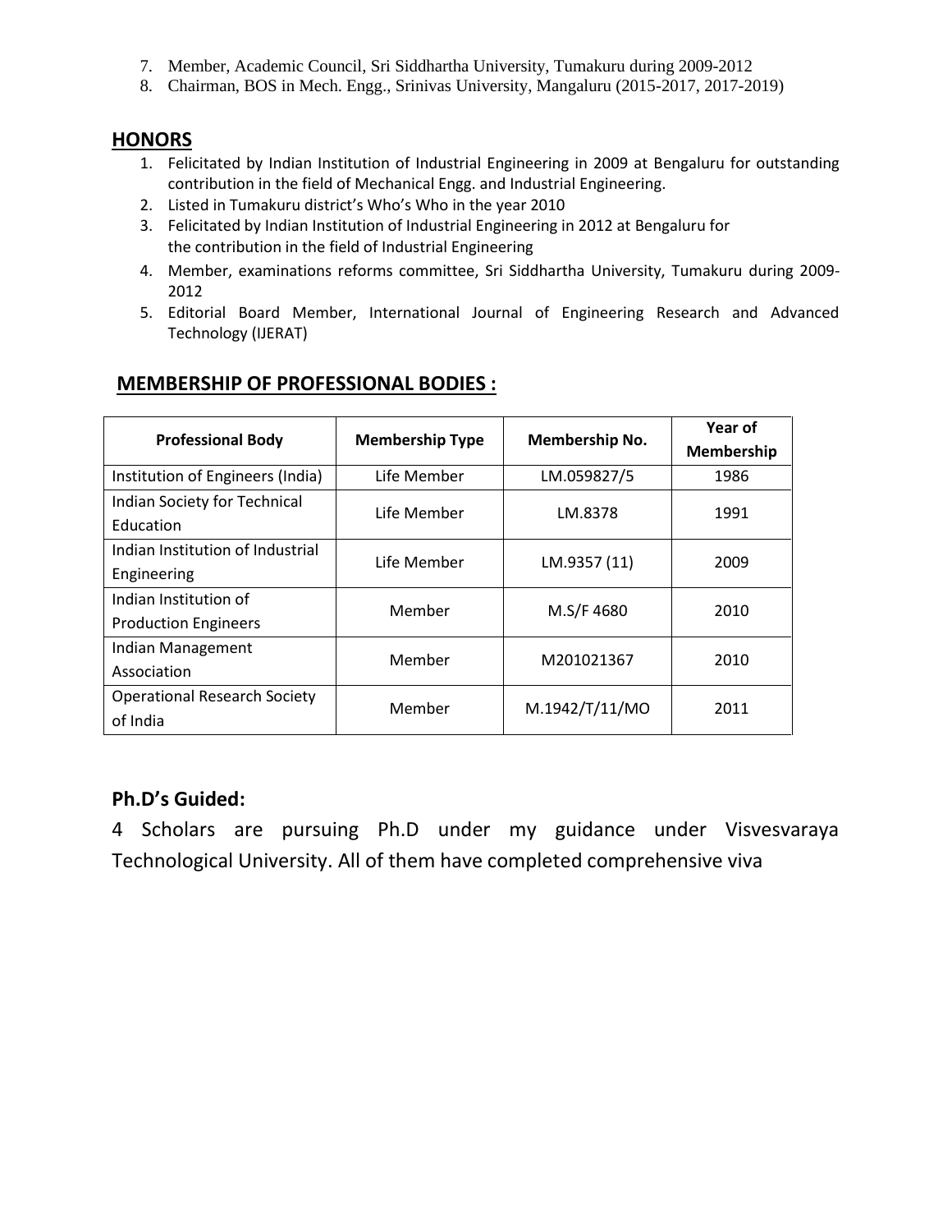7. Member, Academic Council, Sri Siddhartha University, Tumakuru during 2009-2012
8. Chairman, BOS in Mech. Engg., Srinivas University, Mangaluru (2015-2017, 2017-2019)

## HONORS

1. Felicitated by Indian Institution of Industrial Engineering in 2009 at Bengaluru for outstanding contribution in the field of Mechanical Engg. and Industrial Engineering.
2. Listed in Tumakuru district's Who's Who in the year 2010
3. Felicitated by Indian Institution of Industrial Engineering in 2012 at Bengaluru for the contribution in the field of Industrial Engineering
4. Member, examinations reforms committee, Sri Siddhartha University, Tumakuru during 2009-2012
5. Editorial Board Member, International Journal of Engineering Research and Advanced Technology (IJERAT)

## MEMBERSHIP OF PROFESSIONAL BODIES :

| Professional Body | Membership Type | Membership No. | Year of Membership |
|---|---|---|---|
| Institution of Engineers (India) | Life Member | LM.059827/5 | 1986 |
| Indian Society for Technical Education | Life Member | LM.8378 | 1991 |
| Indian Institution of Industrial Engineering | Life Member | LM.9357 (11) | 2009 |
| Indian Institution of Production Engineers | Member | M.S/F 4680 | 2010 |
| Indian Management Association | Member | M201021367 | 2010 |
| Operational Research Society of India | Member | M.1942/T/11/MO | 2011 |

## Ph.D's Guided:

4 Scholars are pursuing Ph.D under my guidance under Visvesvaraya Technological University. All of them have completed comprehensive viva